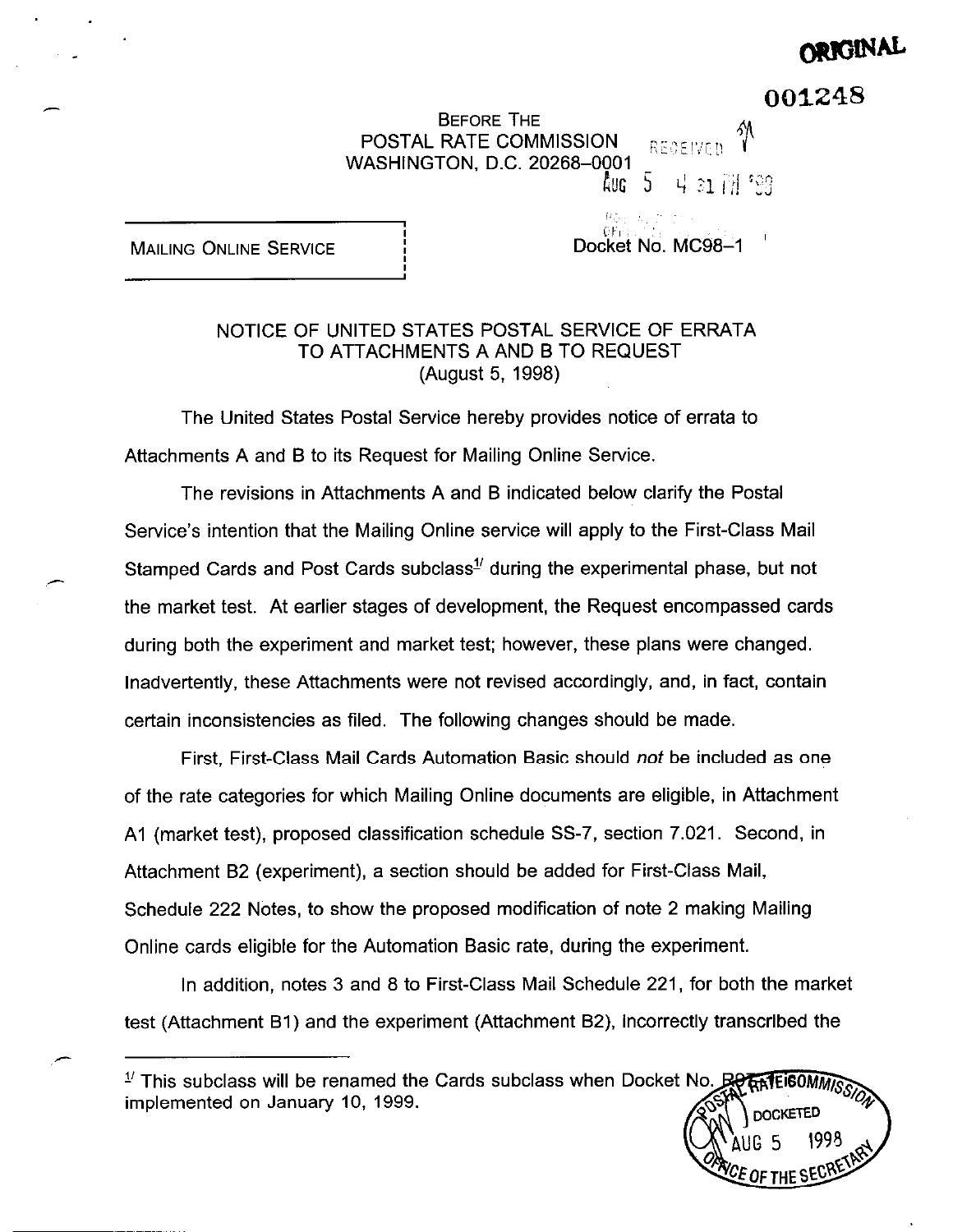ORIGINAL

001248

BEFORE THE
POSTAL RATE COMMISSION
WASHINGTON, D.C. 20268-0001

RECEIVED
AUG 5 4 31 PM '98

MAILING ONLINE SERVICE

Docket No. MC98-1

NOTICE OF UNITED STATES POSTAL SERVICE OF ERRATA
TO ATTACHMENTS A AND B TO REQUEST
(August 5, 1998)

The United States Postal Service hereby provides notice of errata to Attachments A and B to its Request for Mailing Online Service.

The revisions in Attachments A and B indicated below clarify the Postal Service's intention that the Mailing Online service will apply to the First-Class Mail Stamped Cards and Post Cards subclass[1] during the experimental phase, but not the market test. At earlier stages of development, the Request encompassed cards during both the experiment and market test; however, these plans were changed. Inadvertently, these Attachments were not revised accordingly, and, in fact, contain certain inconsistencies as filed. The following changes should be made.

First, First-Class Mail Cards Automation Basic should *not* be included as one of the rate categories for which Mailing Online documents are eligible, in Attachment A1 (market test), proposed classification schedule SS-7, section 7.021. Second, in Attachment B2 (experiment), a section should be added for First-Class Mail, Schedule 222 Notes, to show the proposed modification of note 2 making Mailing Online cards eligible for the Automation Basic rate, during the experiment.

In addition, notes 3 and 8 to First-Class Mail Schedule 221, for both the market test (Attachment B1) and the experiment (Attachment B2), incorrectly transcribed the

[1] This subclass will be renamed the Cards subclass when Docket No. R97-1 is implemented on January 10, 1999.

POSTAL RATE COMMISSION
DOCKETED
AUG 5 1998
OFFICE OF THE SECRETARY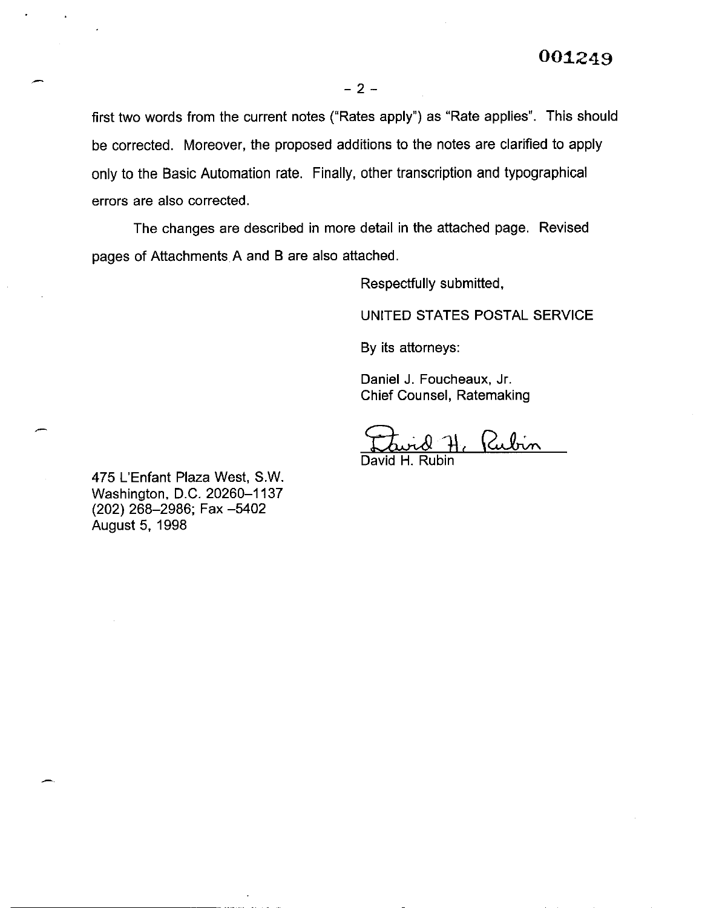first two words from the current notes ("Rates apply") as "Rate applies". This should be corrected. Moreover, the proposed additions to the notes are clarified to apply only to the Basic Automation rate. Finally, other transcription and typographical errors are also corrected.

The changes are described in more detail in the attached page. Revised pages of Attachments A and B are also attached.

Respectfully submitted,

UNITED STATES POSTAL SERVICE

By its attorneys:

Daniel J. Foucheaux, Jr.
Chief Counsel, Ratemaking

David H. Rubin

475 L'Enfant Plaza West, S.W.
Washington, D.C. 20260–1137
(202) 268–2986; Fax –5402
August 5, 1998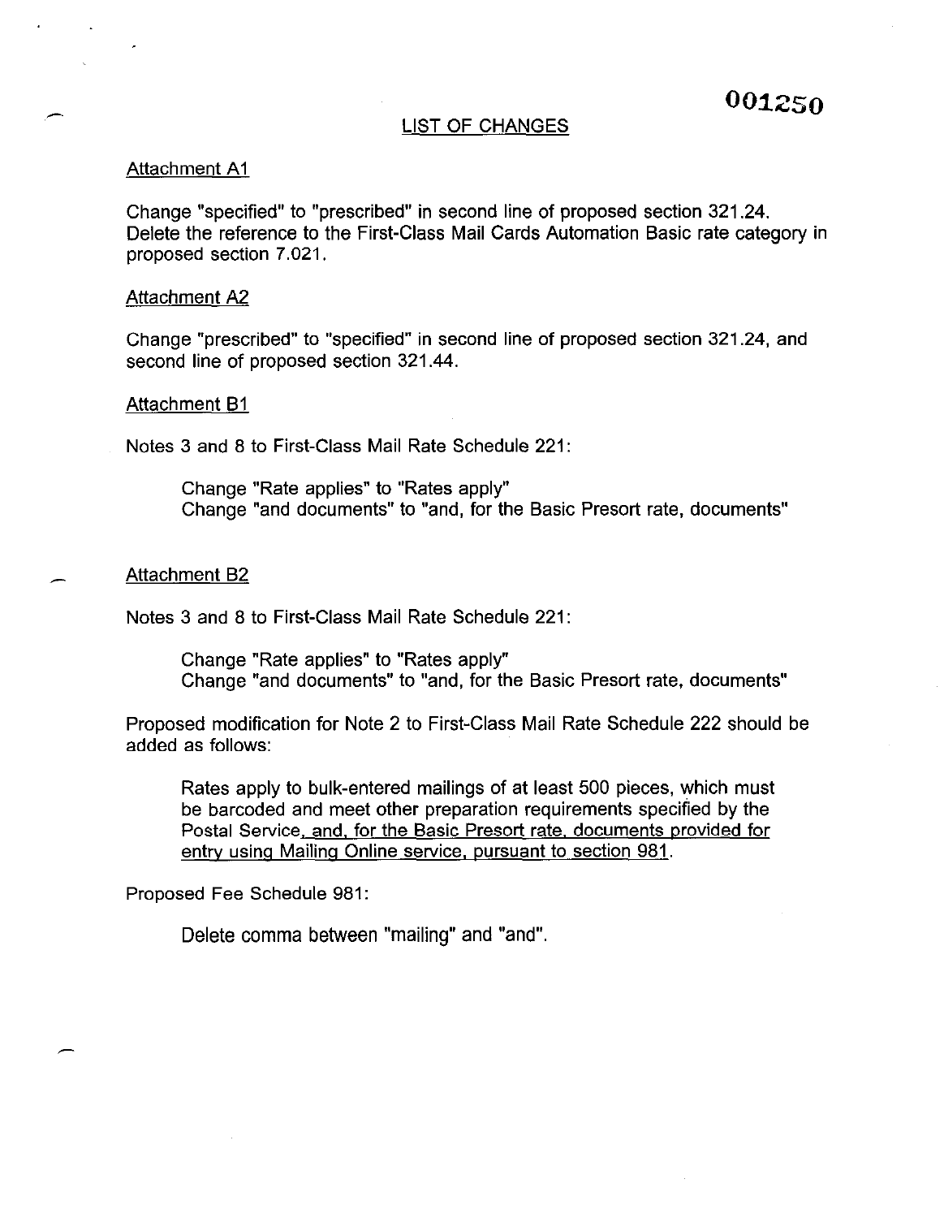## LIST OF CHANGES

Attachment A1

Change "specified" to "prescribed" in second line of proposed section 321.24. Delete the reference to the First-Class Mail Cards Automation Basic rate category in proposed section 7.021.

Attachment A2

Change "prescribed" to "specified" in second line of proposed section 321.24, and second line of proposed section 321.44.

Attachment B1

Notes 3 and 8 to First-Class Mail Rate Schedule 221:

> Change "Rate applies" to "Rates apply"
> Change "and documents" to "and, for the Basic Presort rate, documents"

Attachment B2

Notes 3 and 8 to First-Class Mail Rate Schedule 221:

> Change "Rate applies" to "Rates apply"
> Change "and documents" to "and, for the Basic Presort rate, documents"

Proposed modification for Note 2 to First-Class Mail Rate Schedule 222 should be added as follows:

> Rates apply to bulk-entered mailings of at least 500 pieces, which must be barcoded and meet other preparation requirements specified by the Postal Service<u>, and, for the Basic Presort rate, documents provided for entry using Mailing Online service, pursuant to section 981</u>.

Proposed Fee Schedule 981:

> Delete comma between "mailing" and "and".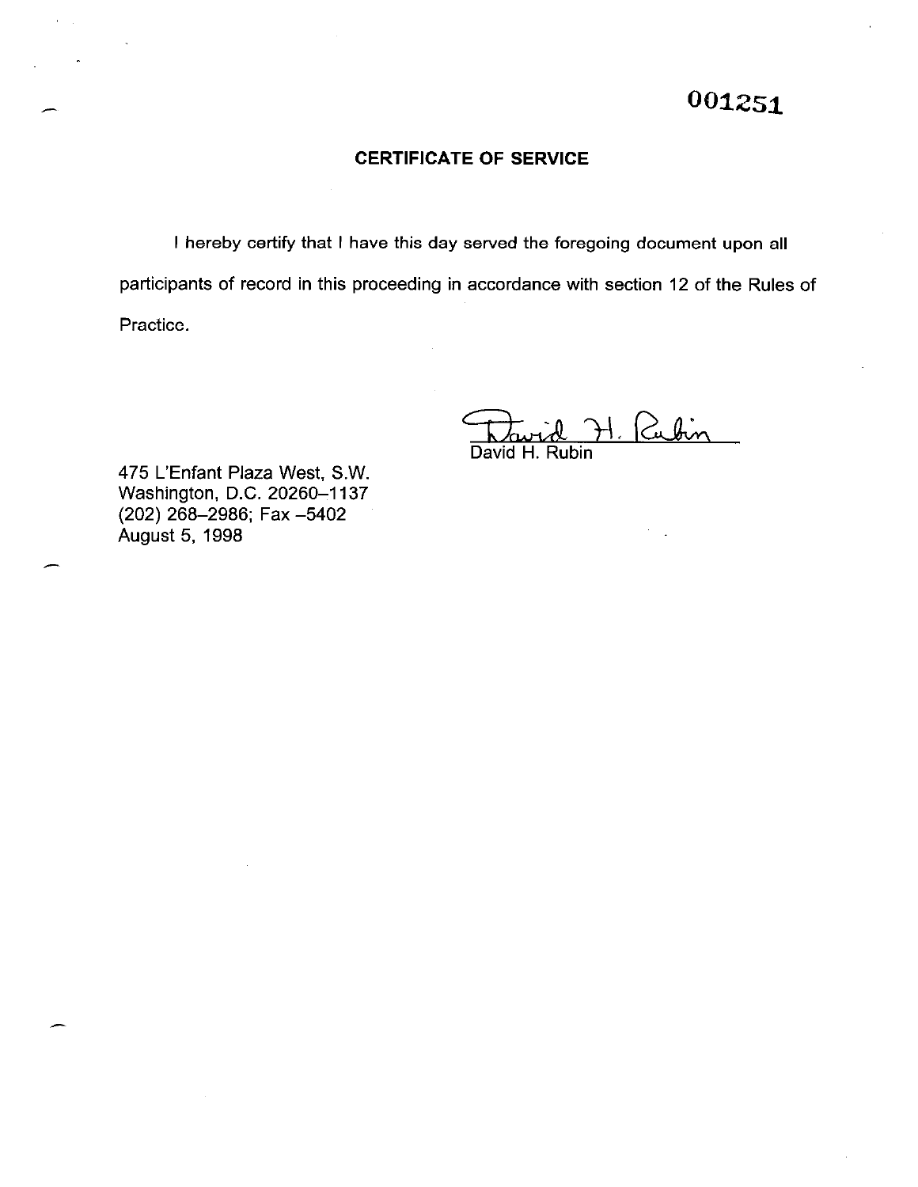001251

## CERTIFICATE OF SERVICE

I hereby certify that I have this day served the foregoing document upon all participants of record in this proceeding in accordance with section 12 of the Rules of Practice.

David H. Rubin

475 L'Enfant Plaza West, S.W.
Washington, D.C. 20260–1137
(202) 268–2986; Fax –5402
August 5, 1998